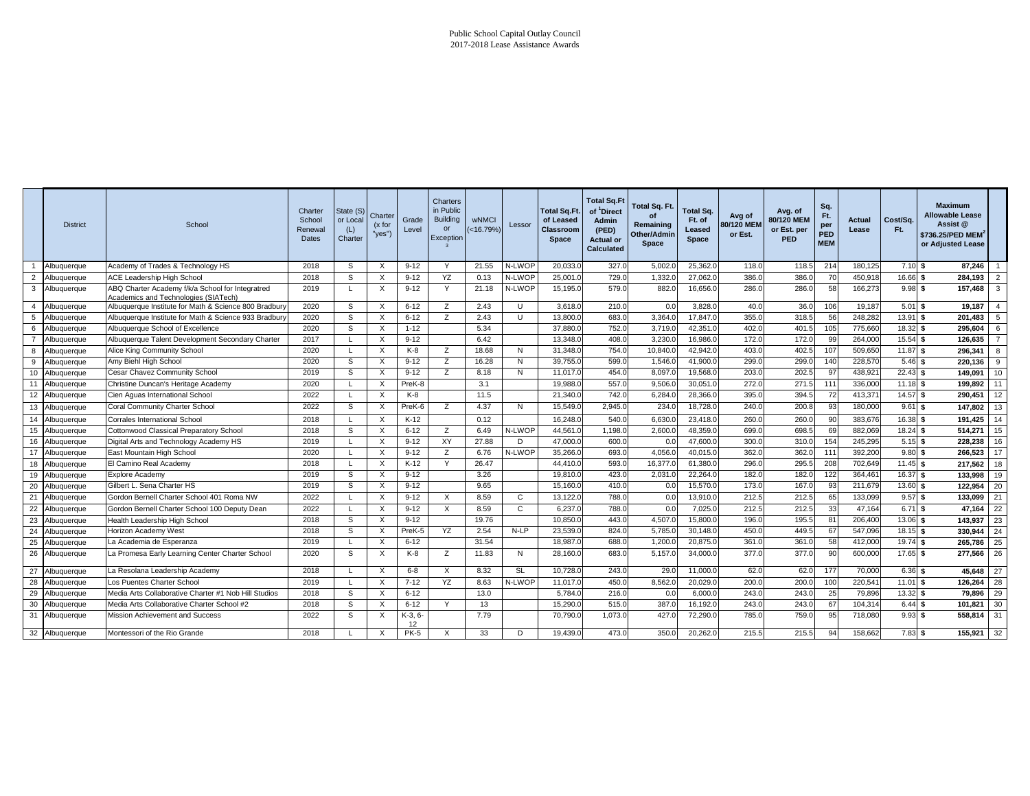Public School Capital Outlay Council
2017-2018 Lease Assistance Awards

| | District | School | Charter School Renewal Dates | State (S) or Local (L) Charter | Charter (x for "yes") | Grade Level | Charters in Public Building or Exception[3] | wNMCI (<16.79%) | Lessor | Total Sq.Ft. of Leased Classroom Space | Total Sq.Ft of [1]Direct Admin (PED) Actual or Calculated | Total Sq. Ft. of Remaining Other/Admin Space | Total Sq. Ft. of Leased Space | Avg of 80/120 MEM or Est. | Avg. of 80/120 MEM or Est. per PED | Sq. Ft. per PED MEM | Actual Lease | Cost/Sq. Ft. | Maximum Allowable Lease Assist @ $736.25/PED MEM[2] or Adjusted Lease | |
|---|---|---|---|---|---|---|---|---|---|---|---|---|---|---|---|---|---|---|---|---|
| 1 | Albuquerque | Academy of Trades & Technology HS | 2018 | S | X | 9-12 | Y | 21.55 | N-LWOP | 20,033.0 | 327.0 | 5,002.0 | 25,362.0 | 118.0 | 118.5 | 214 | 180,125 | 7.10 | $ 87,246 | 1 |
| 2 | Albuquerque | ACE Leadership High School | 2018 | S | X | 9-12 | YZ | 0.13 | N-LWOP | 25,001.0 | 729.0 | 1,332.0 | 27,062.0 | 386.0 | 386.0 | 70 | 450,918 | 16.66 | $ 284,193 | 2 |
| 3 | Albuquerque | ABQ Charter Academy f/k/a School for Integratred Academics and Technologies (SIATech) | 2019 | L | X | 9-12 | Y | 21.18 | N-LWOP | 15,195.0 | 579.0 | 882.0 | 16,656.0 | 286.0 | 286.0 | 58 | 166,273 | 9.98 | $ 157,468 | 3 |
| 4 | Albuquerque | Albuquerque Institute for Math & Science 800 Bradbury | 2020 | S | X | 6-12 | Z | 2.43 | U | 3,618.0 | 210.0 | 0.0 | 3,828.0 | 40.0 | 36.0 | 106 | 19,187 | 5.01 | $ 19,187 | 4 |
| 5 | Albuquerque | Albuquerque Institute for Math & Science 933 Bradbury | 2020 | S | X | 6-12 | Z | 2.43 | U | 13,800.0 | 683.0 | 3,364.0 | 17,847.0 | 355.0 | 318.5 | 56 | 248,282 | 13.91 | $ 201,483 | 5 |
| 6 | Albuquerque | Albuquerque School of Excellence | 2020 | S | X | 1-12 | | 5.34 | | 37,880.0 | 752.0 | 3,719.0 | 42,351.0 | 402.0 | 401.5 | 105 | 775,660 | 18.32 | $ 295,604 | 6 |
| 7 | Albuquerque | Albuquerque Talent Development Secondary Charter | 2017 | L | X | 9-12 | | 6.42 | | 13,348.0 | 408.0 | 3,230.0 | 16,986.0 | 172.0 | 172.0 | 99 | 264,000 | 15.54 | $ 126,635 | 7 |
| 8 | Albuquerque | Alice King Community School | 2020 | L | X | K-8 | Z | 18.68 | N | 31,348.0 | 754.0 | 10,840.0 | 42,942.0 | 403.0 | 402.5 | 107 | 509,650 | 11.87 | $ 296,341 | 8 |
| 9 | Albuquerque | Amy Biehl High School | 2020 | S | X | 9-12 | Z | 16.28 | N | 39,755.0 | 599.0 | 1,546.0 | 41,900.0 | 299.0 | 299.0 | 140 | 228,570 | 5.46 | $ 220,136 | 9 |
| 10 | Albuquerque | Cesar Chavez Community School | 2019 | S | X | 9-12 | Z | 8.18 | N | 11,017.0 | 454.0 | 8,097.0 | 19,568.0 | 203.0 | 202.5 | 97 | 438,921 | 22.43 | $ 149,091 | 10 |
| 11 | Albuquerque | Christine Duncan's Heritage Academy | 2020 | L | X | PreK-8 | | 3.1 | | 19,988.0 | 557.0 | 9,506.0 | 30,051.0 | 272.0 | 271.5 | 111 | 336,000 | 11.18 | $ 199,892 | 11 |
| 12 | Albuquerque | Cien Aguas International School | 2022 | L | X | K-8 | | 11.5 | | 21,340.0 | 742.0 | 6,284.0 | 28,366.0 | 395.0 | 394.5 | 72 | 413,371 | 14.57 | $ 290,451 | 12 |
| 13 | Albuquerque | Coral Community Charter School | 2022 | S | X | PreK-6 | Z | 4.37 | N | 15,549.0 | 2,945.0 | 234.0 | 18,728.0 | 240.0 | 200.8 | 93 | 180,000 | 9.61 | $ 147,802 | 13 |
| 14 | Albuquerque | Corrales International School | 2018 | L | X | K-12 | | 0.12 | | 16,248.0 | 540.0 | 6,630.0 | 23,418.0 | 260.0 | 260.0 | 90 | 383,676 | 16.38 | $ 191,425 | 14 |
| 15 | Albuquerque | Cottonwood Classical Preparatory School | 2018 | S | X | 6-12 | Z | 6.49 | N-LWOP | 44,561.0 | 1,198.0 | 2,600.0 | 48,359.0 | 699.0 | 698.5 | 69 | 882,069 | 18.24 | $ 514,271 | 15 |
| 16 | Albuquerque | Digital Arts and Technology Academy HS | 2019 | L | X | 9-12 | XY | 27.88 | D | 47,000.0 | 600.0 | 0.0 | 47,600.0 | 300.0 | 310.0 | 154 | 245,295 | 5.15 | $ 228,238 | 16 |
| 17 | Albuquerque | East Mountain High School | 2020 | L | X | 9-12 | Z | 6.76 | N-LWOP | 35,266.0 | 693.0 | 4,056.0 | 40,015.0 | 362.0 | 362.0 | 111 | 392,200 | 9.80 | $ 266,523 | 17 |
| 18 | Albuquerque | El Camino Real Academy | 2018 | L | X | K-12 | Y | 26.47 | | 44,410.0 | 593.0 | 16,377.0 | 61,380.0 | 296.0 | 295.5 | 208 | 702,649 | 11.45 | $ 217,562 | 18 |
| 19 | Albuquerque | Explore Academy | 2019 | S | X | 9-12 | | 3.26 | | 19,810.0 | 423.0 | 2,031.0 | 22,264.0 | 182.0 | 182.0 | 122 | 364,461 | 16.37 | $ 133,998 | 19 |
| 20 | Albuquerque | Gilbert L. Sena Charter HS | 2019 | S | X | 9-12 | | 9.65 | | 15,160.0 | 410.0 | 0.0 | 15,570.0 | 173.0 | 167.0 | 93 | 211,679 | 13.60 | $ 122,954 | 20 |
| 21 | Albuquerque | Gordon Bernell Charter School 401 Roma NW | 2022 | L | X | 9-12 | X | 8.59 | C | 13,122.0 | 788.0 | 0.0 | 13,910.0 | 212.5 | 212.5 | 65 | 133,099 | 9.57 | $ 133,099 | 21 |
| 22 | Albuquerque | Gordon Bernell Charter School 100 Deputy Dean | 2022 | L | X | 9-12 | X | 8.59 | C | 6,237.0 | 788.0 | 0.0 | 7,025.0 | 212.5 | 212.5 | 33 | 47,164 | 6.71 | $ 47,164 | 22 |
| 23 | Albuquerque | Health Leadership High School | 2018 | S | X | 9-12 | | 19.76 | | 10,850.0 | 443.0 | 4,507.0 | 15,800.0 | 196.0 | 195.5 | 81 | 206,400 | 13.06 | $ 143,937 | 23 |
| 24 | Albuquerque | Horizon Academy West | 2018 | S | X | PreK-5 | YZ | 2.54 | N-LP | 23,539.0 | 824.0 | 5,785.0 | 30,148.0 | 450.0 | 449.5 | 67 | 547,096 | 18.15 | $ 330,944 | 24 |
| 25 | Albuquerque | La Academia de Esperanza | 2019 | L | X | 6-12 | | 31.54 | | 18,987.0 | 688.0 | 1,200.0 | 20,875.0 | 361.0 | 361.0 | 58 | 412,000 | 19.74 | $ 265,786 | 25 |
| 26 | Albuquerque | La Promesa Early Learning Center Charter School | 2020 | S | X | K-8 | Z | 11.83 | N | 28,160.0 | 683.0 | 5,157.0 | 34,000.0 | 377.0 | 377.0 | 90 | 600,000 | 17.65 | $ 277,566 | 26 |
| 27 | Albuquerque | La Resolana Leadership Academy | 2018 | L | X | 6-8 | X | 8.32 | SL | 10,728.0 | 243.0 | 29.0 | 11,000.0 | 62.0 | 62.0 | 177 | 70,000 | 6.36 | $ 45,648 | 27 |
| 28 | Albuquerque | Los Puentes Charter School | 2019 | L | X | 7-12 | YZ | 8.63 | N-LWOP | 11,017.0 | 450.0 | 8,562.0 | 20,029.0 | 200.0 | 200.0 | 100 | 220,541 | 11.01 | $ 126,264 | 28 |
| 29 | Albuquerque | Media Arts Collaborative Charter #1 Nob Hill Studios | 2018 | S | X | 6-12 | | 13.0 | | 5,784.0 | 216.0 | 0.0 | 6,000.0 | 243.0 | 243.0 | 25 | 79,896 | 13.32 | $ 79,896 | 29 |
| 30 | Albuquerque | Media Arts Collaborative Charter School #2 | 2018 | S | X | 6-12 | Y | 13 | | 15,290.0 | 515.0 | 387.0 | 16,192.0 | 243.0 | 243.0 | 67 | 104,314 | 6.44 | $ 101,821 | 30 |
| 31 | Albuquerque | Mission Achievement and Success | 2022 | S | X | K-3, 6-12 | | 7.79 | | 70,790.0 | 1,073.0 | 427.0 | 72,290.0 | 785.0 | 759.0 | 95 | 718,080 | 9.93 | $ 558,814 | 31 |
| 32 | Albuquerque | Montessori of the Rio Grande | 2018 | L | X | PK-5 | X | 33 | D | 19,439.0 | 473.0 | 350.0 | 20,262.0 | 215.5 | 215.5 | 94 | 158,662 | 7.83 | $ 155,921 | 32 |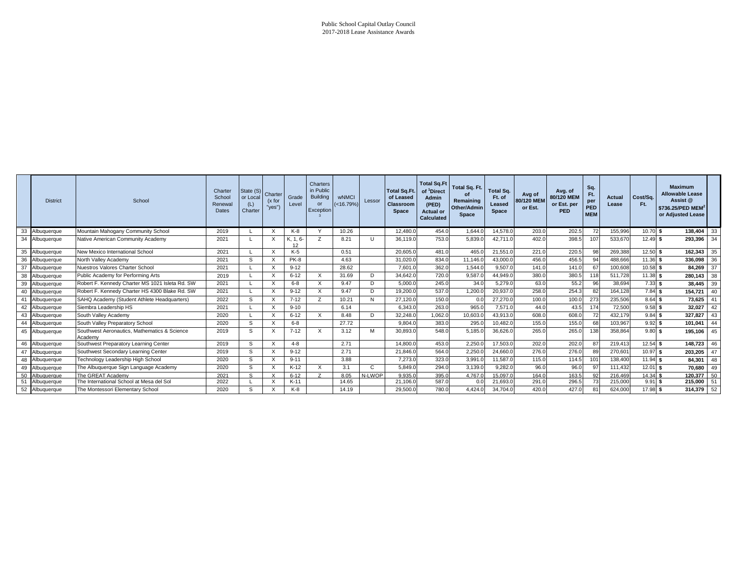Public School Capital Outlay Council
2017-2018 Lease Assistance Awards

| | District | School | Charter School Renewal Dates | State (S) or Local (L) Charter | Charter (x for "yes") | Grade Level | Charters in Public Building or Exception[3] | wNMCI (<16.79%) | Lessor | Total Sq.Ft. of Leased Classroom Space | Total Sq.Ft of [1]Direct Admin (PED) Actual or Calculated | Total Sq. Ft. of Remaining Other/Admin Space | Total Sq. Ft. of Leased Space | Avg of 80/120 MEM or Est. | Avg. of 80/120 MEM or Est. per PED | Sq. Ft. per PED MEM | Actual Lease | Cost/Sq. Ft. | Maximum Allowable Lease Assist @ $736.25/PED MEM[2] or Adjusted Lease | |
|---|---|---|---|---|---|---|---|---|---|---|---|---|---|---|---|---|---|---|---|---|
| 33 | Albuquerque | Mountain Mahogany Community School | 2019 | L | X | K-8 | Y | 10.26 | | 12,480.0 | 454.0 | 1,644.0 | 14,578.0 | 203.0 | 202.5 | 72 | 155,996 | 10.70 | $ 138,404 | 33 |
| 34 | Albuquerque | Native American Community Academy | 2021 | L | X | K, 1, 6-12 | Z | 8.21 | U | 36,119.0 | 753.0 | 5,839.0 | 42,711.0 | 402.0 | 398.5 | 107 | 533,670 | 12.49 | $ 293,396 | 34 |
| 35 | Albuquerque | New Mexico International School | 2021 | L | X | K-5 | | 0.51 | | 20,605.0 | 481.0 | 465.0 | 21,551.0 | 221.0 | 220.5 | 98 | 269,388 | 12.50 | $ 162,343 | 35 |
| 36 | Albuquerque | North Valley Academy | 2021 | S | X | PK-8 | | 4.63 | | 31,020.0 | 834.0 | 11,146.0 | 43,000.0 | 456.0 | 456.5 | 94 | 488,666 | 11.36 | $ 336,098 | 36 |
| 37 | Albuquerque | Nuestros Valores Charter School | 2021 | L | X | 9-12 | | 28.62 | | 7,601.0 | 362.0 | 1,544.0 | 9,507.0 | 141.0 | 141.0 | 67 | 100,608 | 10.58 | $ 84,269 | 37 |
| 38 | Albuquerque | Public Academy for Performing Arts | 2019 | L | X | 6-12 | X | 31.69 | D | 34,642.0 | 720.0 | 9,587.0 | 44,949.0 | 380.0 | 380.5 | 118 | 511,728 | 11.38 | $ 280,143 | 38 |
| 39 | Albuquerque | Robert F. Kennedy Charter MS 1021 Isleta Rd. SW | 2021 | L | X | 6-8 | X | 9.47 | D | 5,000.0 | 245.0 | 34.0 | 5,279.0 | 63.0 | 55.2 | 96 | 38,694 | 7.33 | $ 38,445 | 39 |
| 40 | Albuquerque | Robert F. Kennedy Charter HS 4300 Blake Rd. SW | 2021 | L | X | 9-12 | X | 9.47 | D | 19,200.0 | 537.0 | 1,200.0 | 20,937.0 | 258.0 | 254.3 | 82 | 164,128 | 7.84 | $ 154,721 | 40 |
| 41 | Albuquerque | SAHQ Academy (Student Athlete Headquarters) | 2022 | S | X | 7-12 | Z | 10.21 | N | 27,120.0 | 150.0 | 0.0 | 27,270.0 | 100.0 | 100.0 | 273 | 235,506 | 8.64 | $ 73,625 | 41 |
| 42 | Albuquerque | Siembra Leadership HS | 2021 | L | X | 9-10 | | 6.14 | | 6,343.0 | 263.0 | 965.0 | 7,571.0 | 44.0 | 43.5 | 174 | 72,500 | 9.58 | $ 32,027 | 42 |
| 43 | Albuquerque | South Valley Academy | 2020 | L | X | 6-12 | X | 8.48 | D | 32,248.0 | 1,062.0 | 10,603.0 | 43,913.0 | 608.0 | 608.0 | 72 | 432,179 | 9.84 | $ 327,827 | 43 |
| 44 | Albuquerque | South Valley Preparatory School | 2020 | S | X | 6-8 | | 27.72 | | 9,804.0 | 383.0 | 295.0 | 10,482.0 | 155.0 | 155.0 | 68 | 103,967 | 9.92 | $ 101,041 | 44 |
| 45 | Albuquerque | Southwest Aeronautics, Mathematics & Science Academy | 2019 | S | X | 7-12 | X | 3.12 | M | 30,893.0 | 548.0 | 5,185.0 | 36,626.0 | 265.0 | 265.0 | 138 | 358,864 | 9.80 | $ 195,106 | 45 |
| 46 | Albuquerque | Southwest Preparatory Learning Center | 2019 | S | X | 4-8 | | 2.71 | | 14,800.0 | 453.0 | 2,250.0 | 17,503.0 | 202.0 | 202.0 | 87 | 219,413 | 12.54 | $ 148,723 | 46 |
| 47 | Albuquerque | Southwest Secondary Learning Center | 2019 | S | X | 9-12 | | 2.71 | | 21,846.0 | 564.0 | 2,250.0 | 24,660.0 | 276.0 | 276.0 | 89 | 270,601 | 10.97 | $ 203,205 | 47 |
| 48 | Albuquerque | Technology Leadership High School | 2020 | S | X | 9-11 | | 3.88 | | 7,273.0 | 323.0 | 3,991.0 | 11,587.0 | 115.0 | 114.5 | 101 | 138,400 | 11.94 | $ 84,301 | 48 |
| 49 | Albuquerque | The Albuquerque Sign Language Academy | 2020 | S | X | K-12 | X | 3.1 | C | 5,849.0 | 294.0 | 3,139.0 | 9,282.0 | 96.0 | 96.0 | 97 | 111,432 | 12.01 | $ 70,680 | 49 |
| 50 | Albuquerque | The GREAT Academy | 2021 | S | X | 6-12 | Z | 8.05 | N-LWOP | 9,935.0 | 395.0 | 4,767.0 | 15,097.0 | 164.0 | 163.5 | 92 | 216,469 | 14.34 | $ 120,377 | 50 |
| 51 | Albuquerque | The International School at Mesa del Sol | 2022 | L | X | K-11 | | 14.65 | | 21,106.0 | 587.0 | 0.0 | 21,693.0 | 291.0 | 296.5 | 73 | 215,000 | 9.91 | $ 215,000 | 51 |
| 52 | Albuquerque | The Montessori Elementary School | 2020 | S | X | K-8 | | 14.19 | | 29,500.0 | 780.0 | 4,424.0 | 34,704.0 | 420.0 | 427.0 | 81 | 624,000 | 17.98 | $ 314,379 | 52 |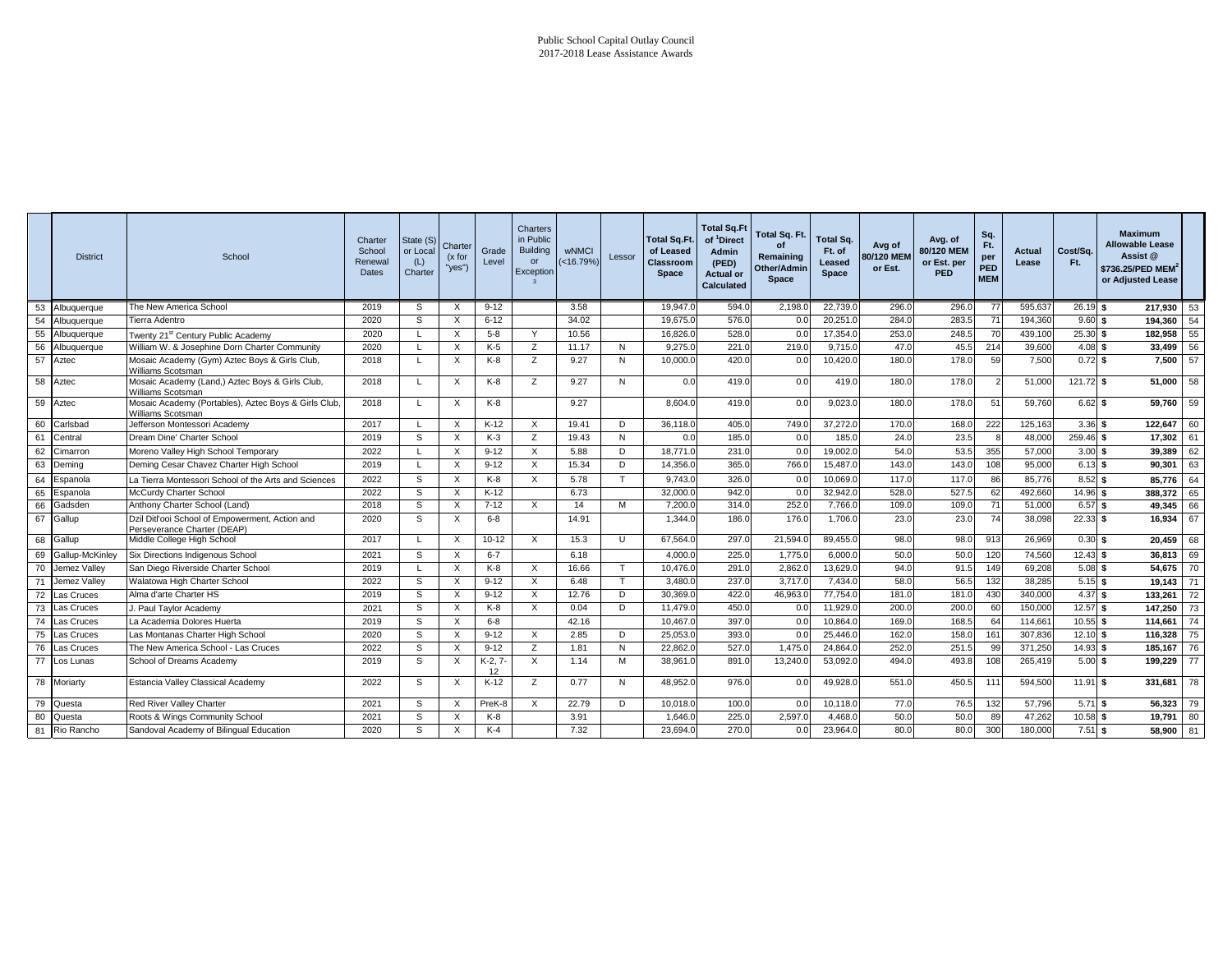Public School Capital Outlay Council
2017-2018 Lease Assistance Awards

| | District | School | Charter School Renewal Dates | State (S) or Local (L) Charter | Charter (x for "yes") | Grade Level | Charters in Public Building or Exception[3] | wNMCI (<16.79%) | Lessor | Total Sq.Ft. of Leased Classroom Space | Total Sq.Ft of [1]Direct Admin (PED) Actual or Calculated | Total Sq. Ft. of Remaining Other/Admin Space | Total Sq. Ft. of Leased Space | Avg of 80/120 MEM or Est. | Avg. of 80/120 MEM or Est. per PED | Sq. Ft. per PED MEM | Actual Lease | Cost/Sq. Ft. | Maximum Allowable Lease Assist @ $736.25/PED MEM[2] or Adjusted Lease | |
|---|---|---|---|---|---|---|---|---|---|---|---|---|---|---|---|---|---|---|---|---|
| 53 | Albuquerque | The New America School | 2019 | S | X | 9-12 | | 3.58 | | 19,947.0 | 594.0 | 2,198.0 | 22,739.0 | 296.0 | 296.0 | 77 | 595,637 | 26.19 | $ 217,930 | 53 |
| 54 | Albuquerque | Tierra Adentro | 2020 | S | X | 6-12 | | 34.02 | | 19,675.0 | 576.0 | 0.0 | 20,251.0 | 284.0 | 283.5 | 71 | 194,360 | 9.60 | $ 194,360 | 54 |
| 55 | Albuquerque | Twenty 21st Century Public Academy | 2020 | L | X | 5-8 | Y | 10.56 | | 16,826.0 | 528.0 | 0.0 | 17,354.0 | 253.0 | 248.5 | 70 | 439,100 | 25.30 | $ 182,958 | 55 |
| 56 | Albuquerque | William W. & Josephine Dorn Charter Community | 2020 | L | X | K-5 | Z | 11.17 | N | 9,275.0 | 221.0 | 219.0 | 9,715.0 | 47.0 | 45.5 | 214 | 39,600 | 4.08 | $ 33,499 | 56 |
| 57 | Aztec | Mosaic Academy (Gym) Aztec Boys & Girls Club, Williams Scotsman | 2018 | L | X | K-8 | Z | 9.27 | N | 10,000.0 | 420.0 | 0.0 | 10,420.0 | 180.0 | 178.0 | 59 | 7,500 | 0.72 | $ 7,500 | 57 |
| 58 | Aztec | Mosaic Academy (Land,) Aztec Boys & Girls Club, Williams Scotsman | 2018 | L | X | K-8 | Z | 9.27 | N | 0.0 | 419.0 | 0.0 | 419.0 | 180.0 | 178.0 | 2 | 51,000 | 121.72 | $ 51,000 | 58 |
| 59 | Aztec | Mosaic Academy (Portables), Aztec Boys & Girls Club, Williams Scotsman | 2018 | L | X | K-8 | | 9.27 | | 8,604.0 | 419.0 | 0.0 | 9,023.0 | 180.0 | 178.0 | 51 | 59,760 | 6.62 | $ 59,760 | 59 |
| 60 | Carlsbad | Jefferson Montessori Academy | 2017 | L | X | K-12 | X | 19.41 | D | 36,118.0 | 405.0 | 749.0 | 37,272.0 | 170.0 | 168.0 | 222 | 125,163 | 3.36 | $ 122,647 | 60 |
| 61 | Central | Dream Dine' Charter School | 2019 | S | X | K-3 | Z | 19.43 | N | 0.0 | 185.0 | 0.0 | 185.0 | 24.0 | 23.5 | 8 | 48,000 | 259.46 | $ 17,302 | 61 |
| 62 | Cimarron | Moreno Valley High School Temporary | 2022 | L | X | 9-12 | X | 5.88 | D | 18,771.0 | 231.0 | 0.0 | 19,002.0 | 54.0 | 53.5 | 355 | 57,000 | 3.00 | $ 39,389 | 62 |
| 63 | Deming | Deming Cesar Chavez Charter High School | 2019 | L | X | 9-12 | X | 15.34 | D | 14,356.0 | 365.0 | 766.0 | 15,487.0 | 143.0 | 143.0 | 108 | 95,000 | 6.13 | $ 90,301 | 63 |
| 64 | Espanola | La Tierra Montessori School of the Arts and Sciences | 2022 | S | X | K-8 | X | 5.78 | T | 9,743.0 | 326.0 | 0.0 | 10,069.0 | 117.0 | 117.0 | 86 | 85,776 | 8.52 | $ 85,776 | 64 |
| 65 | Espanola | McCurdy Charter School | 2022 | S | X | K-12 | | 6.73 | | 32,000.0 | 942.0 | 0.0 | 32,942.0 | 528.0 | 527.5 | 62 | 492,660 | 14.96 | $ 388,372 | 65 |
| 66 | Gadsden | Anthony Charter School (Land) | 2018 | S | X | 7-12 | X | 14 | M | 7,200.0 | 314.0 | 252.0 | 7,766.0 | 109.0 | 109.0 | 71 | 51,000 | 6.57 | $ 49,345 | 66 |
| 67 | Gallup | Dzil Ditl'ooi School of Empowerment, Action and Perseverance Charter (DEAP) | 2020 | S | X | 6-8 | | 14.91 | | 1,344.0 | 186.0 | 176.0 | 1,706.0 | 23.0 | 23.0 | 74 | 38,098 | 22.33 | $ 16,934 | 67 |
| 68 | Gallup | Middle College High School | 2017 | L | X | 10-12 | X | 15.3 | U | 67,564.0 | 297.0 | 21,594.0 | 89,455.0 | 98.0 | 98.0 | 913 | 26,969 | 0.30 | $ 20,459 | 68 |
| 69 | Gallup-McKinley | Six Directions Indigenous School | 2021 | S | X | 6-7 | | 6.18 | | 4,000.0 | 225.0 | 1,775.0 | 6,000.0 | 50.0 | 50.0 | 120 | 74,560 | 12.43 | $ 36,813 | 69 |
| 70 | Jemez Valley | San Diego Riverside Charter School | 2019 | L | X | K-8 | X | 16.66 | T | 10,476.0 | 291.0 | 2,862.0 | 13,629.0 | 94.0 | 91.5 | 149 | 69,208 | 5.08 | $ 54,675 | 70 |
| 71 | Jemez Valley | Walatowa High Charter School | 2022 | S | X | 9-12 | X | 6.48 | T | 3,480.0 | 237.0 | 3,717.0 | 7,434.0 | 58.0 | 56.5 | 132 | 38,285 | 5.15 | $ 19,143 | 71 |
| 72 | Las Cruces | Alma d'arte Charter HS | 2019 | S | X | 9-12 | X | 12.76 | D | 30,369.0 | 422.0 | 46,963.0 | 77,754.0 | 181.0 | 181.0 | 430 | 340,000 | 4.37 | $ 133,261 | 72 |
| 73 | Las Cruces | J. Paul Taylor Academy | 2021 | S | X | K-8 | X | 0.04 | D | 11,479.0 | 450.0 | 0.0 | 11,929.0 | 200.0 | 200.0 | 60 | 150,000 | 12.57 | $ 147,250 | 73 |
| 74 | Las Cruces | La Academia Dolores Huerta | 2019 | S | X | 6-8 | | 42.16 | | 10,467.0 | 397.0 | 0.0 | 10,864.0 | 169.0 | 168.5 | 64 | 114,661 | 10.55 | $ 114,661 | 74 |
| 75 | Las Cruces | Las Montanas Charter High School | 2020 | S | X | 9-12 | X | 2.85 | D | 25,053.0 | 393.0 | 0.0 | 25,446.0 | 162.0 | 158.0 | 161 | 307,836 | 12.10 | $ 116,328 | 75 |
| 76 | Las Cruces | The New America School - Las Cruces | 2022 | S | X | 9-12 | Z | 1.81 | N | 22,862.0 | 527.0 | 1,475.0 | 24,864.0 | 252.0 | 251.5 | 99 | 371,250 | 14.93 | $ 185,167 | 76 |
| 77 | Los Lunas | School of Dreams Academy | 2019 | S | X | K-2, 7-12 | X | 1.14 | M | 38,961.0 | 891.0 | 13,240.0 | 53,092.0 | 494.0 | 493.8 | 108 | 265,419 | 5.00 | $ 199,229 | 77 |
| 78 | Moriarty | Estancia Valley Classical Academy | 2022 | S | X | K-12 | Z | 0.77 | N | 48,952.0 | 976.0 | 0.0 | 49,928.0 | 551.0 | 450.5 | 111 | 594,500 | 11.91 | $ 331,681 | 78 |
| 79 | Questa | Red River Valley Charter | 2021 | S | X | PreK-8 | X | 22.79 | D | 10,018.0 | 100.0 | 0.0 | 10,118.0 | 77.0 | 76.5 | 132 | 57,796 | 5.71 | $ 56,323 | 79 |
| 80 | Questa | Roots & Wings Community School | 2021 | S | X | K-8 | | 3.91 | | 1,646.0 | 225.0 | 2,597.0 | 4,468.0 | 50.0 | 50.0 | 89 | 47,262 | 10.58 | $ 19,791 | 80 |
| 81 | Rio Rancho | Sandoval Academy of Bilingual Education | 2020 | S | X | K-4 | | 7.32 | | 23,694.0 | 270.0 | 0.0 | 23,964.0 | 80.0 | 80.0 | 300 | 180,000 | 7.51 | $ 58,900 | 81 |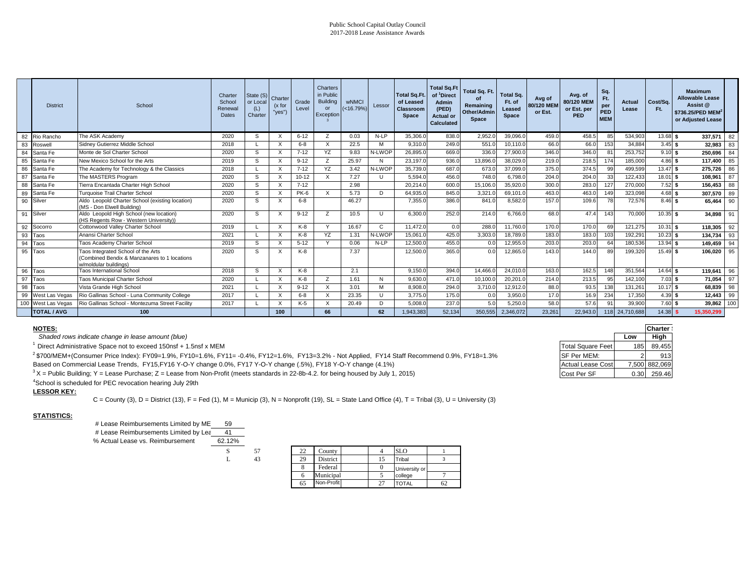Public School Capital Outlay Council
2017-2018 Lease Assistance Awards

| | District | School | Charter School Renewal Dates | State (S) or Local (L) Charter | Charter (x for "yes") | Grade Level | Charters in Public Building or Exception [3] | wNMCI (<16.79%) | Lessor | Total Sq.Ft. of Leased Classroom Space | Total Sq.Ft of [1]Direct Admin (PED) Actual or Calculated | Total Sq. Ft. of Remaining Other/Admin Space | Total Sq. Ft. of Leased Space | Avg of 80/120 MEM or Est. | Avg. of 80/120 MEM or Est. per PED | Sq. Ft. per PED MEM | Actual Lease | Cost/Sq. Ft. | Maximum Allowable Lease Assist @ $736.25/PED MEM[2] or Adjusted Lease | |
|---|---|---|---|---|---|---|---|---|---|---|---|---|---|---|---|---|---|---|---|---|
| 82 | Rio Rancho | The ASK Academy | 2020 | S | X | 6-12 | Z | 0.03 | N-LP | 35,306.0 | 838.0 | 2,952.0 | 39,096.0 | 459.0 | 458.5 | 85 | 534,903 | 13.68 | $ 337,571 | 82 |
| 83 | Roswell | Sidney Gutierrez Middle School | 2018 | L | X | 6-8 | X | 22.5 | M | 9,310.0 | 249.0 | 551.0 | 10,110.0 | 66.0 | 66.0 | 153 | 34,884 | 3.45 | $ 32,983 | 83 |
| 84 | Santa Fe | Monte de Sol Charter School | 2020 | S | X | 7-12 | YZ | 9.83 | N-LWOP | 26,895.0 | 669.0 | 336.0 | 27,900.0 | 346.0 | 346.0 | 81 | 253,752 | 9.10 | $ 250,696 | 84 |
| 85 | Santa Fe | New Mexico School for the Arts | 2019 | S | X | 9-12 | Z | 25.97 | N | 23,197.0 | 936.0 | 13,896.0 | 38,029.0 | 219.0 | 218.5 | 174 | 185,000 | 4.86 | $ 117,400 | 85 |
| 86 | Santa Fe | The Academy for Technology & the Classics | 2018 | L | X | 7-12 | YZ | 3.42 | N-LWOP | 35,739.0 | 687.0 | 673.0 | 37,099.0 | 375.0 | 374.5 | 99 | 499,599 | 13.47 | $ 275,726 | 86 |
| 87 | Santa Fe | The MASTERS Program | 2020 | S | X | 10-12 | X | 7.27 | U | 5,594.0 | 456.0 | 748.0 | 6,798.0 | 204.0 | 204.0 | 33 | 122,433 | 18.01 | $ 108,961 | 87 |
| 88 | Santa Fe | Tierra Encantada Charter High School | 2020 | S | X | 7-12 | | 2.98 | | 20,214.0 | 600.0 | 15,106.0 | 35,920.0 | 300.0 | 283.0 | 127 | 270,000 | 7.52 | $ 156,453 | 88 |
| 89 | Santa Fe | Turquoise Trail Charter School | 2020 | S | X | PK-6 | X | 5.73 | D | 64,935.0 | 845.0 | 3,321.0 | 69,101.0 | 463.0 | 463.0 | 149 | 323,098 | 4.68 | $ 307,570 | 89 |
| 90 | Silver | Aldo Leopold Charter School (existing location) (MS - Don Elwell Building) | 2020 | S | X | 6-8 | | 46.27 | | 7,355.0 | 386.0 | 841.0 | 8,582.0 | 157.0 | 109.6 | 78 | 72,576 | 8.46 | $ 65,464 | 90 |
| 91 | Silver | Aldo Leopold High School (new location) (HS Regents Row - Western University)) | 2020 | S | X | 9-12 | Z | 10.5 | U | 6,300.0 | 252.0 | 214.0 | 6,766.0 | 68.0 | 47.4 | 143 | 70,000 | 10.35 | $ 34,898 | 91 |
| 92 | Socorro | Cottonwood Valley Charter School | 2019 | L | X | K-8 | Y | 16.67 | C | 11,472.0 | 0.0 | 288.0 | 11,760.0 | 170.0 | 170.0 | 69 | 121,275 | 10.31 | $ 118,305 | 92 |
| 93 | Taos | Anansi Charter School | 2021 | L | X | K-8 | YZ | 1.31 | N-LWOP | 15,061.0 | 425.0 | 3,303.0 | 18,789.0 | 183.0 | 183.0 | 103 | 192,291 | 10.23 | $ 134,734 | 93 |
| 94 | Taos | Taos Academy Charter School | 2019 | S | X | 5-12 | Y | 0.06 | N-LP | 12,500.0 | 455.0 | 0.0 | 12,955.0 | 203.0 | 203.0 | 64 | 180,536 | 13.94 | $ 149,459 | 94 |
| 95 | Taos | Taos Integrated School of the Arts (Combined Bendix & Manzanares to 1 locations w/moldular buildings) | 2020 | S | X | K-8 | | 7.37 | | 12,500.0 | 365.0 | 0.0 | 12,865.0 | 143.0 | 144.0 | 89 | 199,320 | 15.49 | $ 106,020 | 95 |
| 96 | Taos | Taos International School | 2018 | S | X | K-8 | | 2.1 | | 9,150.0 | 394.0 | 14,466.0 | 24,010.0 | 163.0 | 162.5 | 148 | 351,564 | 14.64 | $ 119,641 | 96 |
| 97 | Taos | Taos Municipal Charter School | 2020 | L | X | K-8 | Z | 1.61 | N | 9,630.0 | 471.0 | 10,100.0 | 20,201.0 | 214.0 | 213.5 | 95 | 142,100 | 7.03 | $ 71,054 | 97 |
| 98 | Taos | Vista Grande High School | 2021 | L | X | 9-12 | X | 3.01 | M | 8,908.0 | 294.0 | 3,710.0 | 12,912.0 | 88.0 | 93.5 | 138 | 131,261 | 10.17 | $ 68,839 | 98 |
| 99 | West Las Vegas | Rio Gallinas School - Luna Community College | 2017 | L | X | 6-8 | X | 23.35 | U | 3,775.0 | 175.0 | 0.0 | 3,950.0 | 17.0 | 16.9 | 234 | 17,350 | 4.39 | $ 12,443 | 99 |
| 100 | West Las Vegas | Rio Gallinas School - Montezuma Street Facility | 2017 | L | X | K-5 | X | 20.49 | D | 5,008.0 | 237.0 | 5.0 | 5,250.0 | 58.0 | 57.6 | 91 | 39,900 | 7.60 | $ 39,862 | 100 |
| | TOTAL / AVG | 100 | | | 100 | | 66 | | 62 | 1,943,383 | 52,134 | 350,555 | 2,346,072 | 23,261 | 22,943.0 | 118 | 24,710,688 | 14.38 | $ 15,350,299 | |

**NOTES:**

*Shaded rows indicate change in lease amount (blue)*

[1] Direct Administrative Space not to exceed 150nsf + 1.5nsf x MEM

[2] $700/MEM+(Consumer Price Index): FY09=1.9%, FY10=1.6%, FY11= -0.4%, FY12=1.6%, FY13=3.2% - Not Applied, FY14 Staff Recommend 0.9%, FY18=1.3%
Based on Commercial Lease Trends, FY15,FY16 Y-O-Y change 0.0%, FY17 Y-O-Y change (.5%), FY18 Y-O-Y change (4.1%)

[3] X = Public Building; Y = Lease Purchase; Z = Lease from Non-Profit (meets standards in 22-8b-4.2. for being housed by July 1, 2015)

[4] School is scheduled for PEC revocation hearing July 29th

| | Charter | |
|---|---|---|
| | Low | High |
| Total Square Feet | 185 | 89,455 |
| SF Per MEM: | 2 | 913 |
| Actual Lease Cost | 7,500 | 882,069 |
| Cost Per SF | 0.30 | 259.46 |

**LESSOR KEY:**

C = County (3), D = District (13), F = Fed (1), M = Municip (3), N = Nonprofit (19), SL = State Land Office (4), T = Tribal (3), U = University (3)

**STATISTICS:**

| | |
|---|---|
| # Lease Reimbursements Limited by ME | 59 |
| # Lease Reimbursements Limited by Lea | 41 |
| % Actual Lease vs. Reimbursement | 62.12% |
| S | 57 |
| L | 43 |

| | | | | |
|---|---|---|---|---|
| 22 | County | 4 | SLO | 1 |
| 29 | District | 15 | Tribal | 3 |
| 8 | Federal | 0 | University or college | 7 |
| 6 | Municipal | 5 | | |
| 65 | Non-Profit | 27 | TOTAL | 62 |